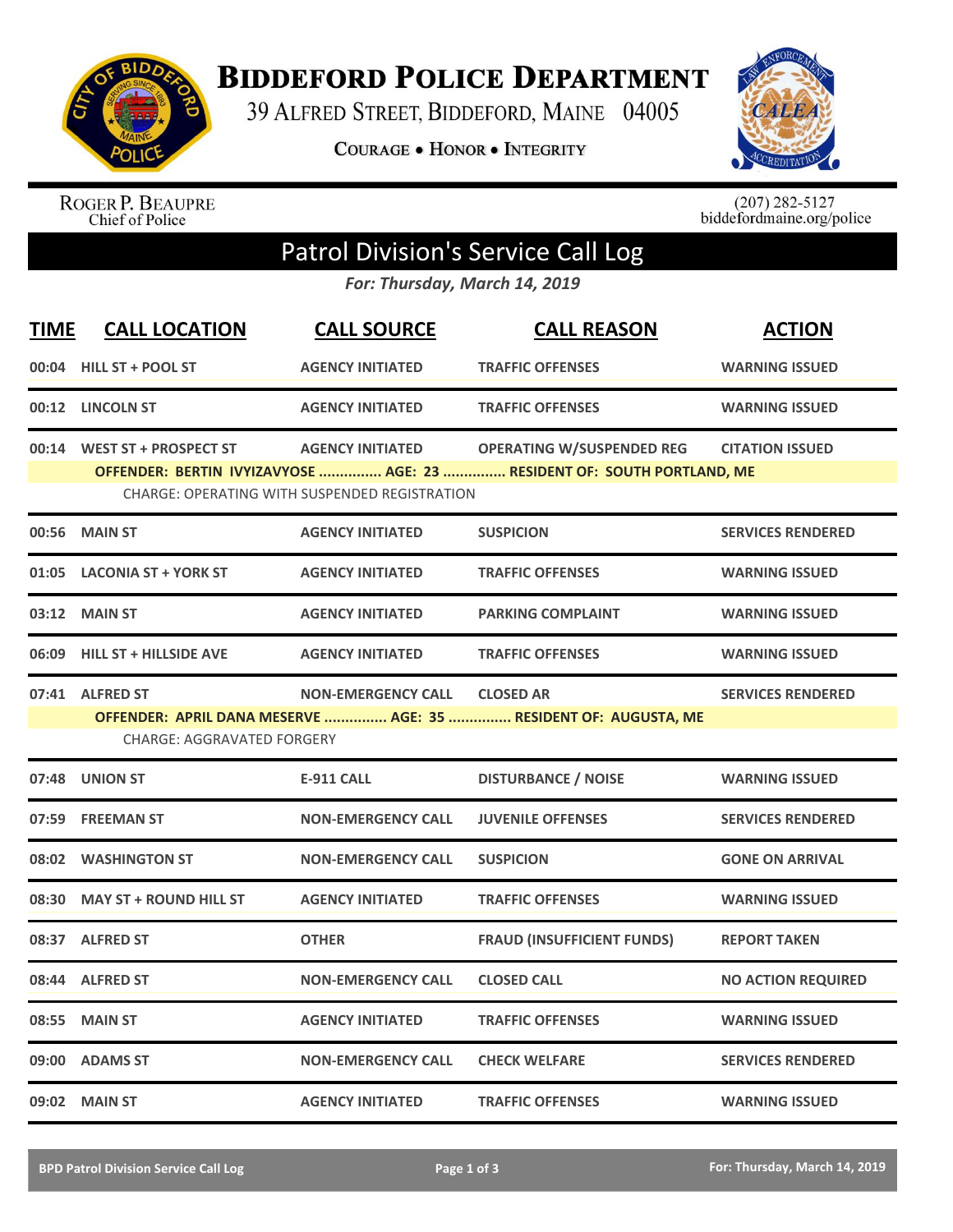# BIDDEFORD POLICE DEPARTMENT

39 ALFRED STREET, BIDDEFORD, MAINE 04005

COURAGE • HONOR • INTEGRITY

ROGER P. BEAUPRE
Chief of Police

(207) 282-5127
biddefordmaine.org/police

## Patrol Division's Service Call Log

*For: Thursday, March 14, 2019*

| TIME | CALL LOCATION | CALL SOURCE | CALL REASON | ACTION |
|---|---|---|---|---|
| 00:04 | HILL ST + POOL ST | AGENCY INITIATED | TRAFFIC OFFENSES | WARNING ISSUED |
| 00:12 | LINCOLN ST | AGENCY INITIATED | TRAFFIC OFFENSES | WARNING ISSUED |
| 00:14 | WEST ST + PROSPECT ST | AGENCY INITIATED | OPERATING W/SUSPENDED REG | CITATION ISSUED |
| | OFFENDER: BERTIN IVYIZAVYOSE ............... AGE: 23 ............... RESIDENT OF: SOUTH PORTLAND, ME | | | |
| | CHARGE: OPERATING WITH SUSPENDED REGISTRATION | | | |
| 00:56 | MAIN ST | AGENCY INITIATED | SUSPICION | SERVICES RENDERED |
| 01:05 | LACONIA ST + YORK ST | AGENCY INITIATED | TRAFFIC OFFENSES | WARNING ISSUED |
| 03:12 | MAIN ST | AGENCY INITIATED | PARKING COMPLAINT | WARNING ISSUED |
| 06:09 | HILL ST + HILLSIDE AVE | AGENCY INITIATED | TRAFFIC OFFENSES | WARNING ISSUED |
| 07:41 | ALFRED ST | NON-EMERGENCY CALL | CLOSED AR | SERVICES RENDERED |
| | OFFENDER: APRIL DANA MESERVE ............... AGE: 35 ............... RESIDENT OF: AUGUSTA, ME | | | |
| | CHARGE: AGGRAVATED FORGERY | | | |
| 07:48 | UNION ST | E-911 CALL | DISTURBANCE / NOISE | WARNING ISSUED |
| 07:59 | FREEMAN ST | NON-EMERGENCY CALL | JUVENILE OFFENSES | SERVICES RENDERED |
| 08:02 | WASHINGTON ST | NON-EMERGENCY CALL | SUSPICION | GONE ON ARRIVAL |
| 08:30 | MAY ST + ROUND HILL ST | AGENCY INITIATED | TRAFFIC OFFENSES | WARNING ISSUED |
| 08:37 | ALFRED ST | OTHER | FRAUD (INSUFFICIENT FUNDS) | REPORT TAKEN |
| 08:44 | ALFRED ST | NON-EMERGENCY CALL | CLOSED CALL | NO ACTION REQUIRED |
| 08:55 | MAIN ST | AGENCY INITIATED | TRAFFIC OFFENSES | WARNING ISSUED |
| 09:00 | ADAMS ST | NON-EMERGENCY CALL | CHECK WELFARE | SERVICES RENDERED |
| 09:02 | MAIN ST | AGENCY INITIATED | TRAFFIC OFFENSES | WARNING ISSUED |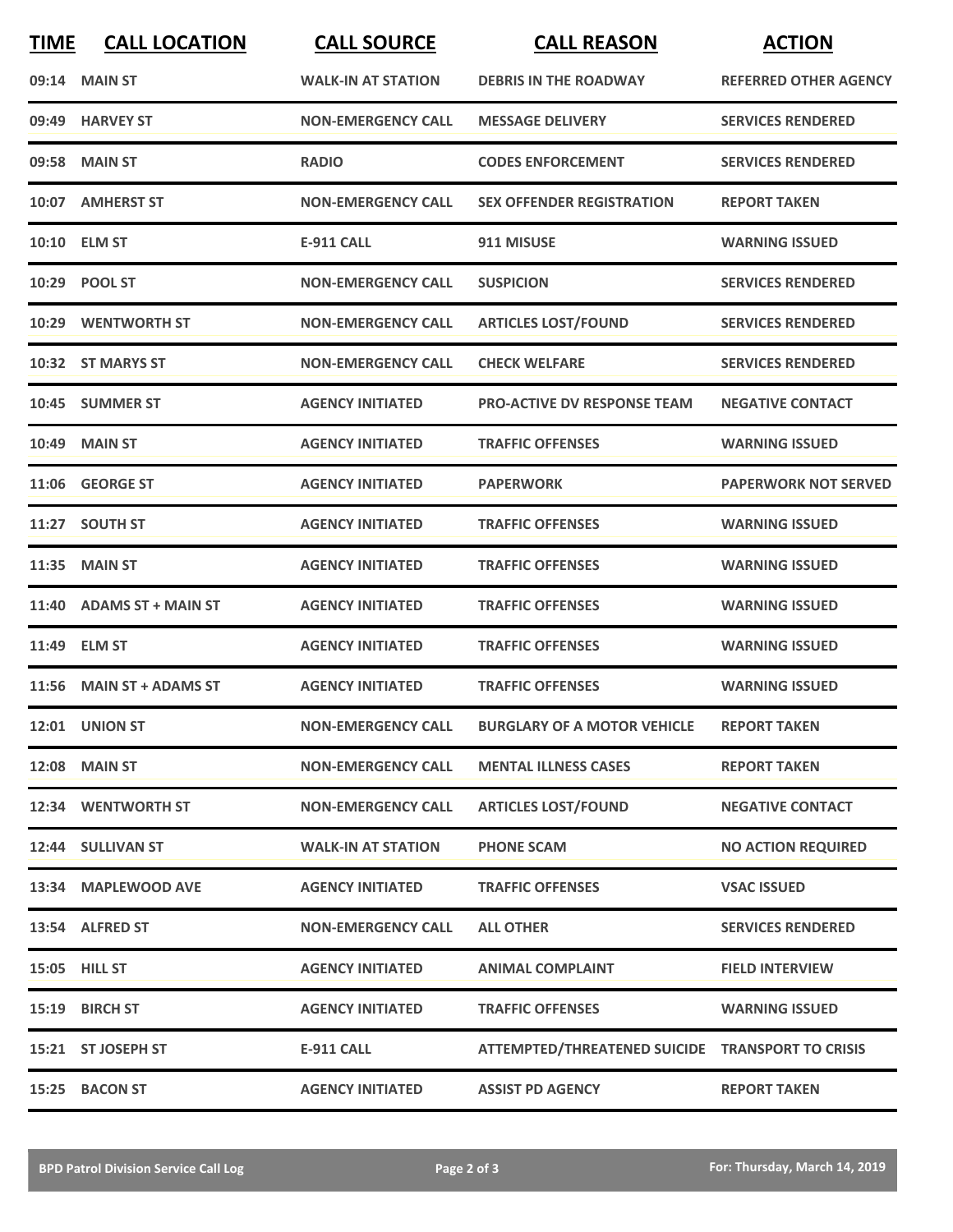| TIME | CALL LOCATION | CALL SOURCE | CALL REASON | ACTION |
|---|---|---|---|---|
| 09:14 | MAIN ST | WALK-IN AT STATION | DEBRIS IN THE ROADWAY | REFERRED OTHER AGENCY |
| 09:49 | HARVEY ST | NON-EMERGENCY CALL | MESSAGE DELIVERY | SERVICES RENDERED |
| 09:58 | MAIN ST | RADIO | CODES ENFORCEMENT | SERVICES RENDERED |
| 10:07 | AMHERST ST | NON-EMERGENCY CALL | SEX OFFENDER REGISTRATION | REPORT TAKEN |
| 10:10 | ELM ST | E-911 CALL | 911 MISUSE | WARNING ISSUED |
| 10:29 | POOL ST | NON-EMERGENCY CALL | SUSPICION | SERVICES RENDERED |
| 10:29 | WENTWORTH ST | NON-EMERGENCY CALL | ARTICLES LOST/FOUND | SERVICES RENDERED |
| 10:32 | ST MARYS ST | NON-EMERGENCY CALL | CHECK WELFARE | SERVICES RENDERED |
| 10:45 | SUMMER ST | AGENCY INITIATED | PRO-ACTIVE DV RESPONSE TEAM | NEGATIVE CONTACT |
| 10:49 | MAIN ST | AGENCY INITIATED | TRAFFIC OFFENSES | WARNING ISSUED |
| 11:06 | GEORGE ST | AGENCY INITIATED | PAPERWORK | PAPERWORK NOT SERVED |
| 11:27 | SOUTH ST | AGENCY INITIATED | TRAFFIC OFFENSES | WARNING ISSUED |
| 11:35 | MAIN ST | AGENCY INITIATED | TRAFFIC OFFENSES | WARNING ISSUED |
| 11:40 | ADAMS ST + MAIN ST | AGENCY INITIATED | TRAFFIC OFFENSES | WARNING ISSUED |
| 11:49 | ELM ST | AGENCY INITIATED | TRAFFIC OFFENSES | WARNING ISSUED |
| 11:56 | MAIN ST + ADAMS ST | AGENCY INITIATED | TRAFFIC OFFENSES | WARNING ISSUED |
| 12:01 | UNION ST | NON-EMERGENCY CALL | BURGLARY OF A MOTOR VEHICLE | REPORT TAKEN |
| 12:08 | MAIN ST | NON-EMERGENCY CALL | MENTAL ILLNESS CASES | REPORT TAKEN |
| 12:34 | WENTWORTH ST | NON-EMERGENCY CALL | ARTICLES LOST/FOUND | NEGATIVE CONTACT |
| 12:44 | SULLIVAN ST | WALK-IN AT STATION | PHONE SCAM | NO ACTION REQUIRED |
| 13:34 | MAPLEWOOD AVE | AGENCY INITIATED | TRAFFIC OFFENSES | VSAC ISSUED |
| 13:54 | ALFRED ST | NON-EMERGENCY CALL | ALL OTHER | SERVICES RENDERED |
| 15:05 | HILL ST | AGENCY INITIATED | ANIMAL COMPLAINT | FIELD INTERVIEW |
| 15:19 | BIRCH ST | AGENCY INITIATED | TRAFFIC OFFENSES | WARNING ISSUED |
| 15:21 | ST JOSEPH ST | E-911 CALL | ATTEMPTED/THREATENED SUICIDE | TRANSPORT TO CRISIS |
| 15:25 | BACON ST | AGENCY INITIATED | ASSIST PD AGENCY | REPORT TAKEN |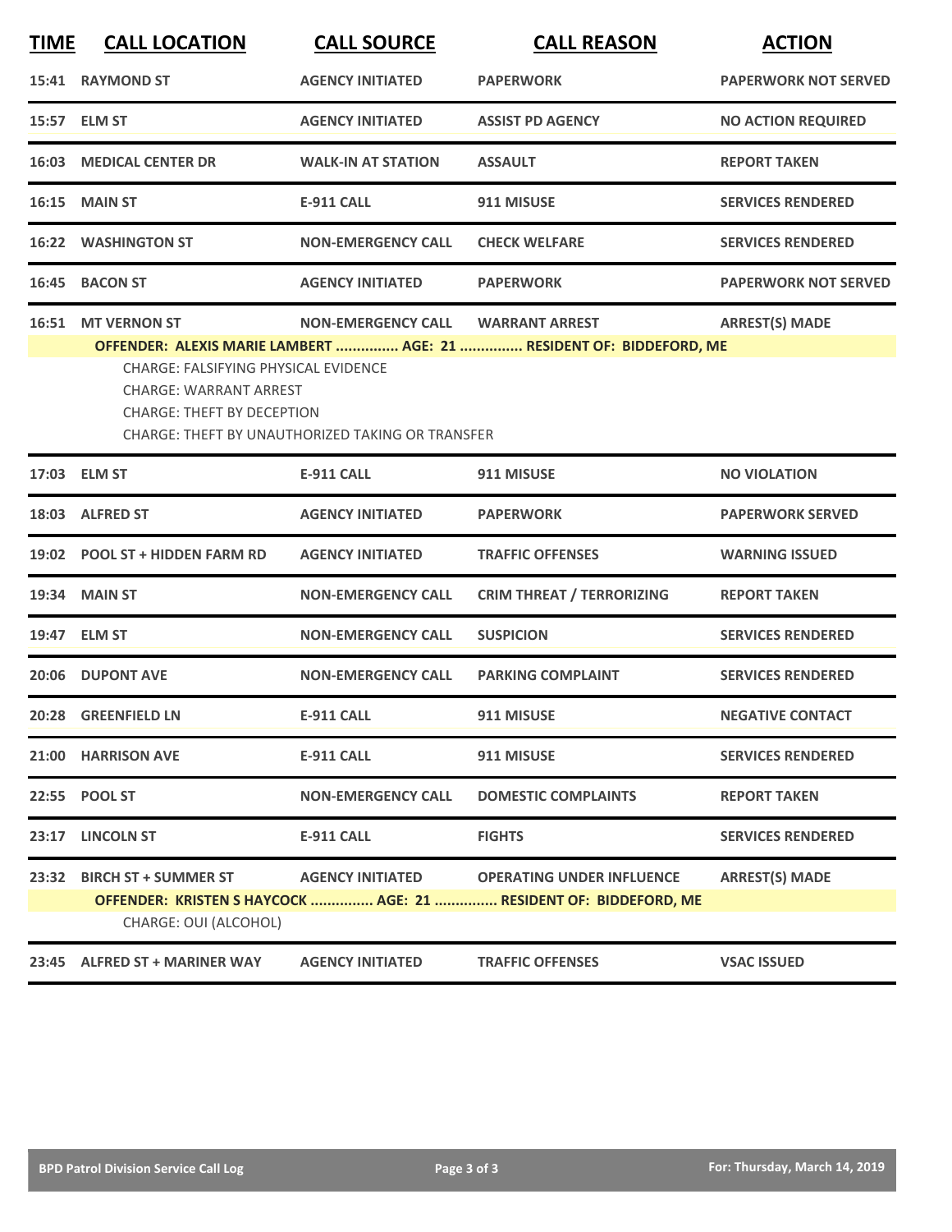| TIME | CALL LOCATION | CALL SOURCE | CALL REASON | ACTION |
|---|---|---|---|---|
| 15:41 | RAYMOND ST | AGENCY INITIATED | PAPERWORK | PAPERWORK NOT SERVED |
| 15:57 | ELM ST | AGENCY INITIATED | ASSIST PD AGENCY | NO ACTION REQUIRED |
| 16:03 | MEDICAL CENTER DR | WALK-IN AT STATION | ASSAULT | REPORT TAKEN |
| 16:15 | MAIN ST | E-911 CALL | 911 MISUSE | SERVICES RENDERED |
| 16:22 | WASHINGTON ST | NON-EMERGENCY CALL | CHECK WELFARE | SERVICES RENDERED |
| 16:45 | BACON ST | AGENCY INITIATED | PAPERWORK | PAPERWORK NOT SERVED |
| 16:51 | MT VERNON ST | NON-EMERGENCY CALL | WARRANT ARREST | ARREST(S) MADE |
| | OFFENDER: ALEXIS MARIE LAMBERT ............... AGE: 21 ............... RESIDENT OF: BIDDEFORD, ME | | | |
| | CHARGE: FALSIFYING PHYSICAL EVIDENCE<br>CHARGE: WARRANT ARREST<br>CHARGE: THEFT BY DECEPTION<br>CHARGE: THEFT BY UNAUTHORIZED TAKING OR TRANSFER | | | |
| 17:03 | ELM ST | E-911 CALL | 911 MISUSE | NO VIOLATION |
| 18:03 | ALFRED ST | AGENCY INITIATED | PAPERWORK | PAPERWORK SERVED |
| 19:02 | POOL ST + HIDDEN FARM RD | AGENCY INITIATED | TRAFFIC OFFENSES | WARNING ISSUED |
| 19:34 | MAIN ST | NON-EMERGENCY CALL | CRIM THREAT / TERRORIZING | REPORT TAKEN |
| 19:47 | ELM ST | NON-EMERGENCY CALL | SUSPICION | SERVICES RENDERED |
| 20:06 | DUPONT AVE | NON-EMERGENCY CALL | PARKING COMPLAINT | SERVICES RENDERED |
| 20:28 | GREENFIELD LN | E-911 CALL | 911 MISUSE | NEGATIVE CONTACT |
| 21:00 | HARRISON AVE | E-911 CALL | 911 MISUSE | SERVICES RENDERED |
| 22:55 | POOL ST | NON-EMERGENCY CALL | DOMESTIC COMPLAINTS | REPORT TAKEN |
| 23:17 | LINCOLN ST | E-911 CALL | FIGHTS | SERVICES RENDERED |
| 23:32 | BIRCH ST + SUMMER ST | AGENCY INITIATED | OPERATING UNDER INFLUENCE | ARREST(S) MADE |
| | OFFENDER: KRISTEN S HAYCOCK ............... AGE: 21 ............... RESIDENT OF: BIDDEFORD, ME | | | |
| | CHARGE: OUI (ALCOHOL) | | | |
| 23:45 | ALFRED ST + MARINER WAY | AGENCY INITIATED | TRAFFIC OFFENSES | VSAC ISSUED |